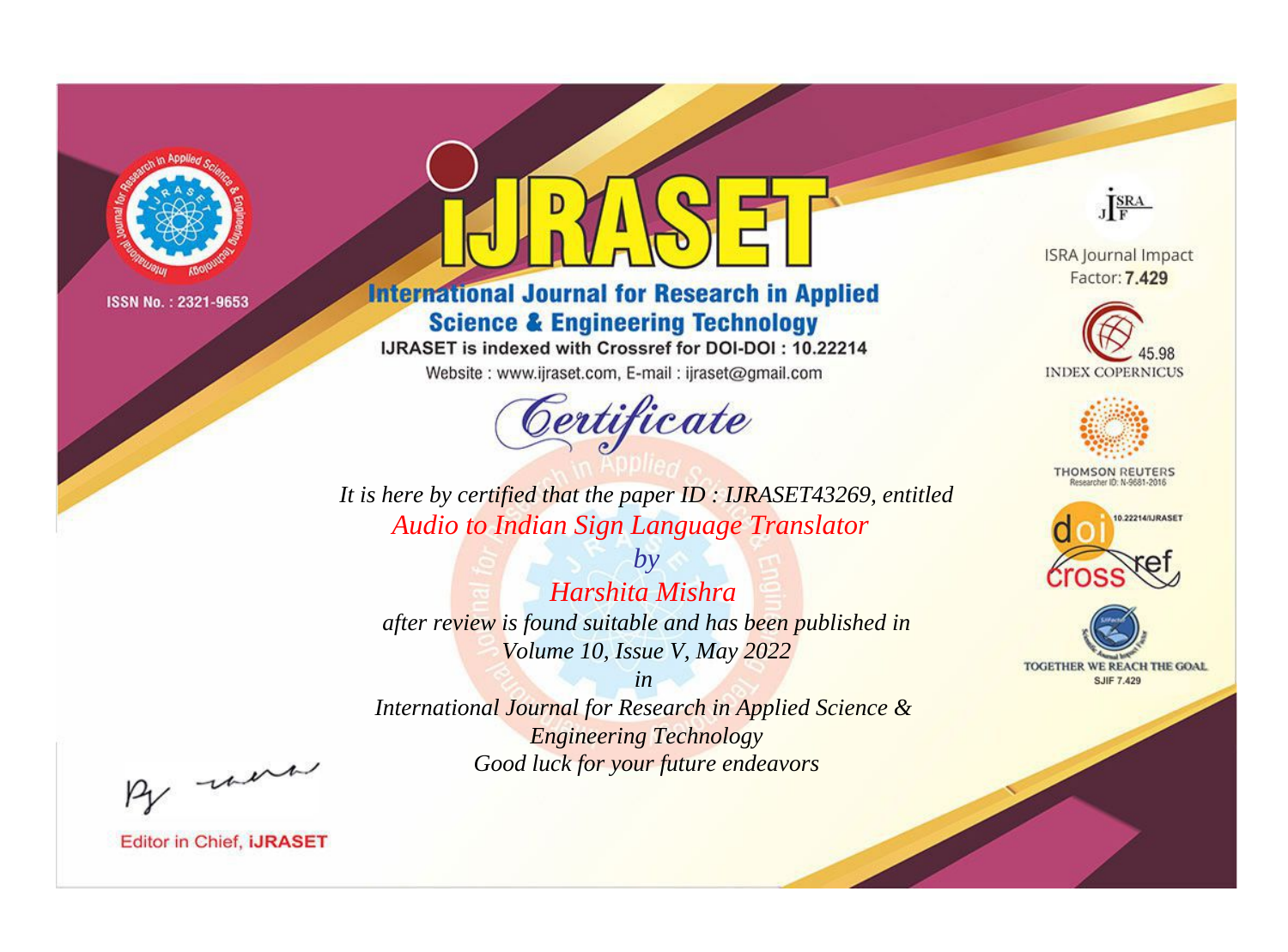ISSN No. : 2321-9653

# iJRASET

## International Journal for Research in Applied Science & Engineering Technology

IJRASET is indexed with Crossref for DOI-DOI : 10.22214

Website : www.ijraset.com, E-mail : ijraset@gmail.com

ISRA Journal Impact Factor: **7.429**

45.98 INDEX COPERNICUS

THOMSON REUTERS Researcher ID: N-9681-2016

10.22214/IJRASET

TOGETHER WE REACH THE GOAL SJIF 7.429

# *Certificate*

*It is here by certified that the paper ID : IJRASET43269, entitled*

*Audio to Indian Sign Language Translator*

*by*

*Harshita Mishra*

*after review is found suitable and has been published in*

*Volume 10, Issue V, May 2022*

*in*

*International Journal for Research in Applied Science & Engineering Technology*

*Good luck for your future endeavors*

Editor in Chief, **iJRASET**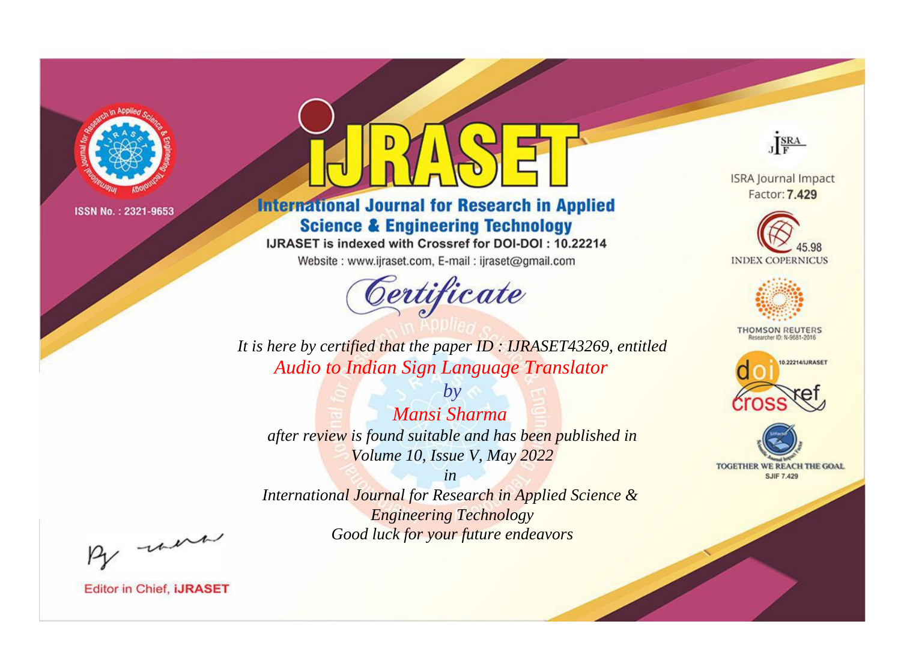ISSN No. : 2321-9653

# iJRASET

## International Journal for Research in Applied Science & Engineering Technology

IJRASET is indexed with Crossref for DOI-DOI : 10.22214

Website : www.ijraset.com, E-mail : ijraset@gmail.com

*Certificate*

*It is here by certified that the paper ID : IJRASET43269, entitled*

*Audio to Indian Sign Language Translator*

*by*

*Mansi Sharma*

*after review is found suitable and has been published in*

*Volume 10, Issue V, May 2022*

*in*

*International Journal for Research in Applied Science & Engineering Technology*

*Good luck for your future endeavors*

ISRA Journal Impact Factor: **7.429**

45.98 INDEX COPERNICUS

THOMSON REUTERS Researcher ID: N-9681-2016

10.22214/IJRASET

TOGETHER WE REACH THE GOAL SJIF 7.429

Editor in Chief, **iJRASET**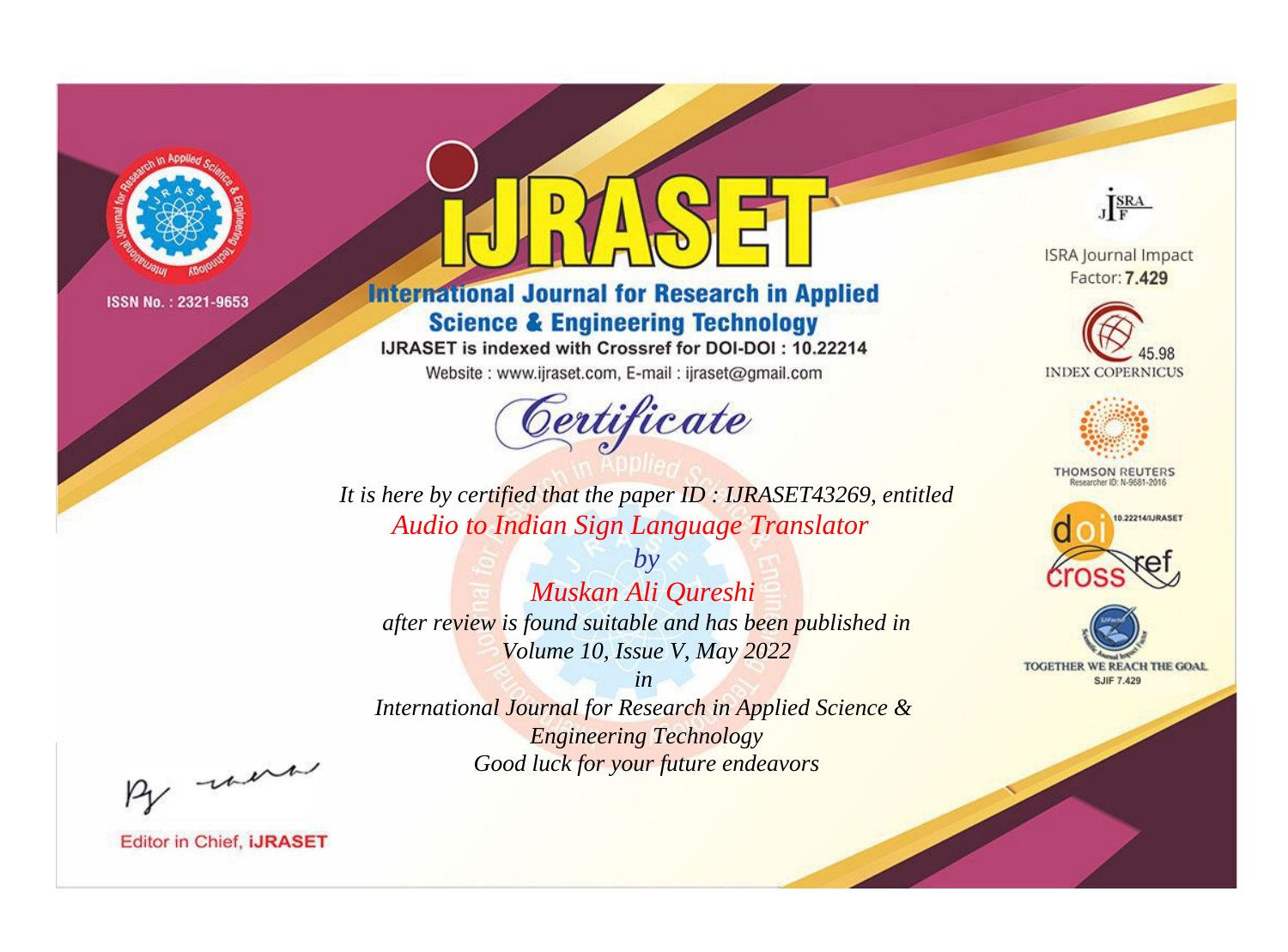ISSN No. : 2321-9653

# IJRASET

## International Journal for Research in Applied Science & Engineering Technology

IJRASET is indexed with Crossref for DOI-DOI : 10.22214

Website : www.ijraset.com, E-mail : ijraset@gmail.com

*Certificate*

*It is here by certified that the paper ID : IJRASET43269, entitled*

*Audio to Indian Sign Language Translator*

*by*

*Muskan Ali Qureshi*

*after review is found suitable and has been published in*

*Volume 10, Issue V, May 2022*

*in*

*International Journal for Research in Applied Science & Engineering Technology*

*Good luck for your future endeavors*

ISRA Journal Impact Factor: **7.429**

45.98 INDEX COPERNICUS

THOMSON REUTERS Researcher ID: N-9681-2016

10.22214/IJRASET

TOGETHER WE REACH THE GOAL SJIF 7.429

Editor in Chief, **IJRASET**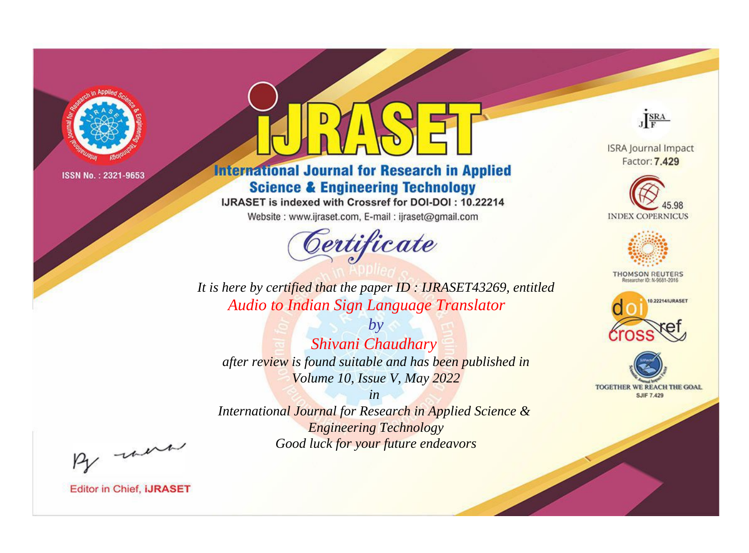ISSN No. : 2321-9653

# iJRASET

## International Journal for Research in Applied Science & Engineering Technology

IJRASET is indexed with Crossref for DOI-DOI : 10.22214

Website : www.ijraset.com, E-mail : ijraset@gmail.com

# Certificate

*It is here by certified that the paper ID : IJRASET43269, entitled*

*Audio to Indian Sign Language Translator*

*by*

*Shivani Chaudhary*

*after review is found suitable and has been published in*

*Volume 10, Issue V, May 2022*

*in*

*International Journal for Research in Applied Science & Engineering Technology*

*Good luck for your future endeavors*

ISRA Journal Impact Factor: **7.429**

45.98 INDEX COPERNICUS

THOMSON REUTERS Researcher ID: N-9681-2016

10.22214/IJRASET

TOGETHER WE REACH THE GOAL SJIF 7.429

Editor in Chief, **iJRASET**